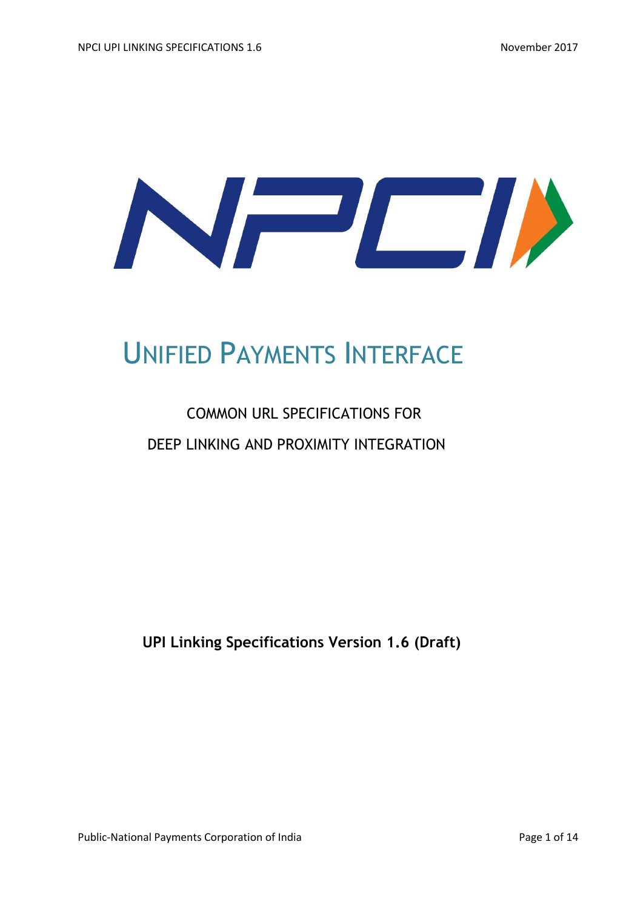# UNIFIED PAYMENTS INTERFACE

## COMMON URL SPECIFICATIONS FOR DEEP LINKING AND PROXIMITY INTEGRATION

**UPI Linking Specifications Version 1.6 (Draft)**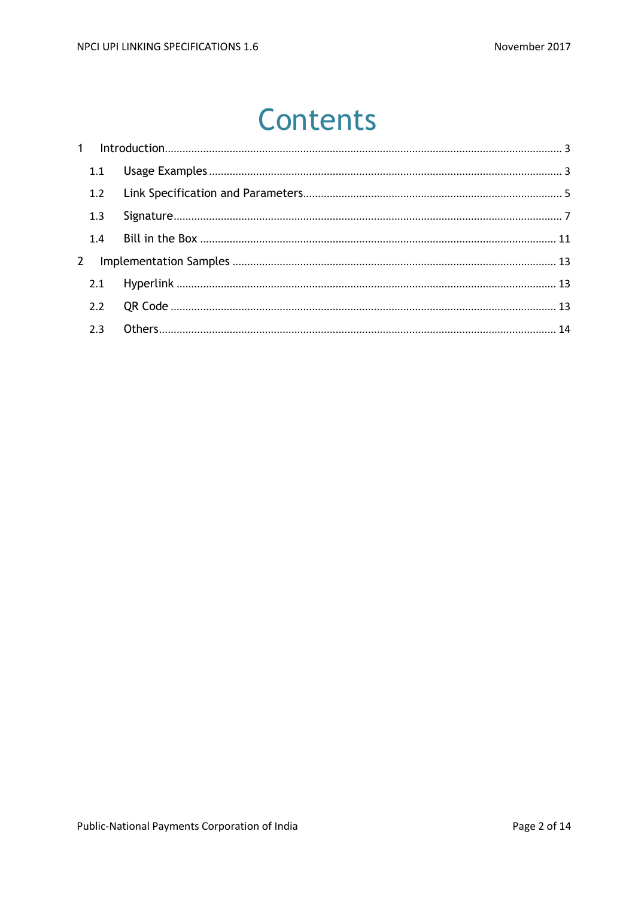# Contents

1 Introduction ..................................................................................................................................... 3

  1.1 Usage Examples ...................................................................................................................... 3

  1.2 Link Specification and Parameters ....................................................................................... 5

  1.3 Signature ................................................................................................................................. 7

  1.4 Bill in the Box ....................................................................................................................... 11

2 Implementation Samples ............................................................................................................ 13

  2.1 Hyperlink .............................................................................................................................. 13

  2.2 QR Code ................................................................................................................................ 13

  2.3 Others .................................................................................................................................... 14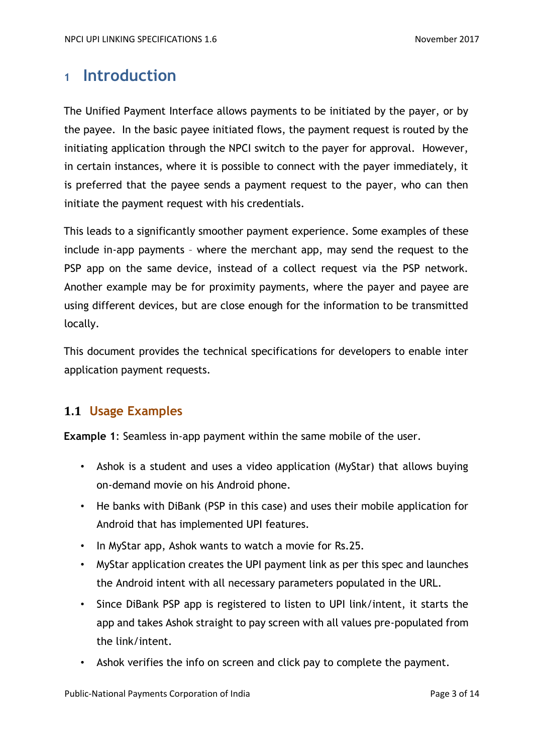# 1 Introduction

The Unified Payment Interface allows payments to be initiated by the payer, or by the payee. In the basic payee initiated flows, the payment request is routed by the initiating application through the NPCI switch to the payer for approval. However, in certain instances, where it is possible to connect with the payer immediately, it is preferred that the payee sends a payment request to the payer, who can then initiate the payment request with his credentials.

This leads to a significantly smoother payment experience. Some examples of these include in-app payments – where the merchant app, may send the request to the PSP app on the same device, instead of a collect request via the PSP network. Another example may be for proximity payments, where the payer and payee are using different devices, but are close enough for the information to be transmitted locally.

This document provides the technical specifications for developers to enable inter application payment requests.

## 1.1 Usage Examples

**Example 1**: Seamless in-app payment within the same mobile of the user.

- Ashok is a student and uses a video application (MyStar) that allows buying on-demand movie on his Android phone.
- He banks with DiBank (PSP in this case) and uses their mobile application for Android that has implemented UPI features.
- In MyStar app, Ashok wants to watch a movie for Rs.25.
- MyStar application creates the UPI payment link as per this spec and launches the Android intent with all necessary parameters populated in the URL.
- Since DiBank PSP app is registered to listen to UPI link/intent, it starts the app and takes Ashok straight to pay screen with all values pre-populated from the link/intent.
- Ashok verifies the info on screen and click pay to complete the payment.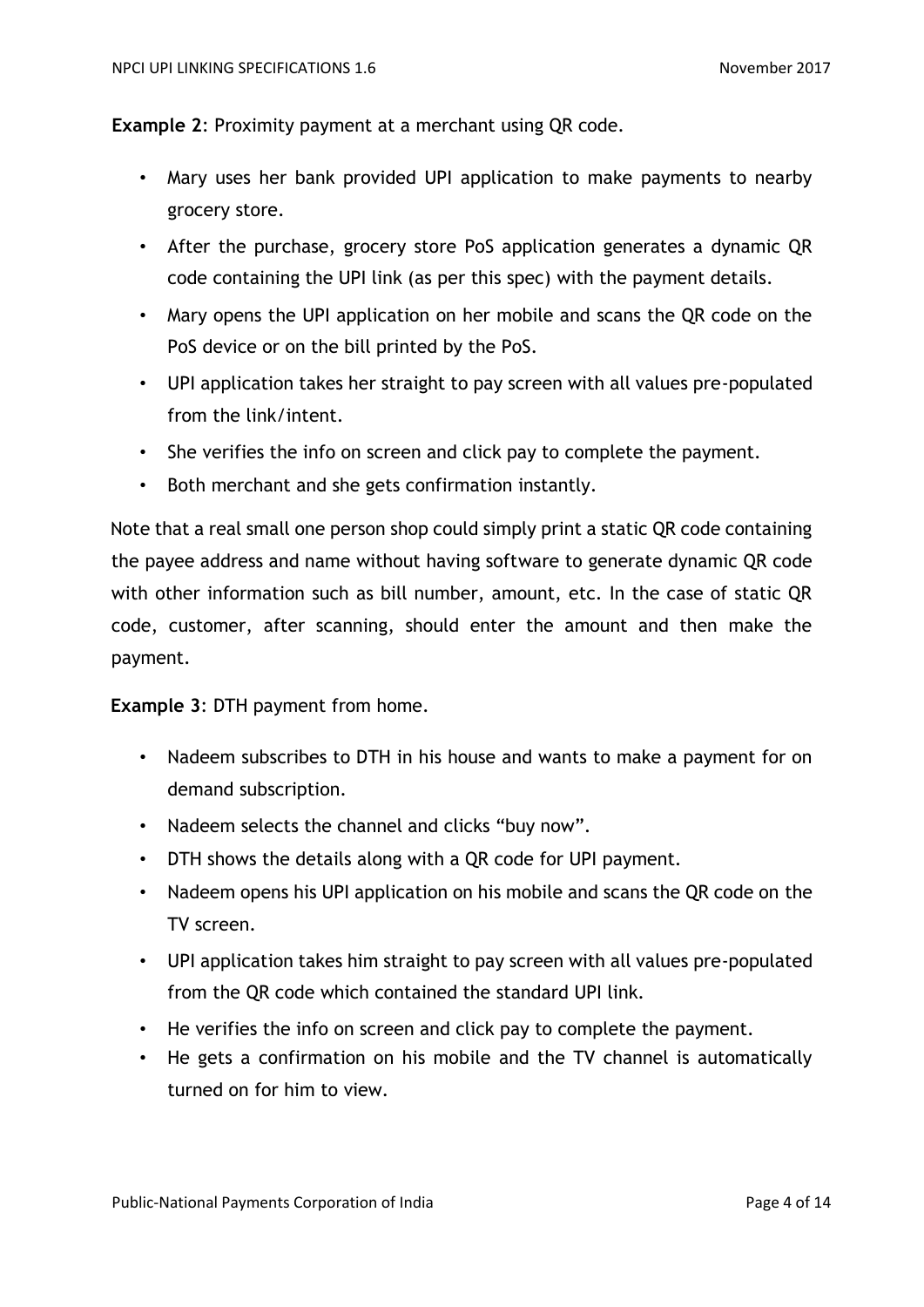**Example 2**: Proximity payment at a merchant using QR code.

- Mary uses her bank provided UPI application to make payments to nearby grocery store.
- After the purchase, grocery store PoS application generates a dynamic QR code containing the UPI link (as per this spec) with the payment details.
- Mary opens the UPI application on her mobile and scans the QR code on the PoS device or on the bill printed by the PoS.
- UPI application takes her straight to pay screen with all values pre-populated from the link/intent.
- She verifies the info on screen and click pay to complete the payment.
- Both merchant and she gets confirmation instantly.

Note that a real small one person shop could simply print a static QR code containing the payee address and name without having software to generate dynamic QR code with other information such as bill number, amount, etc. In the case of static QR code, customer, after scanning, should enter the amount and then make the payment.

**Example 3**: DTH payment from home.

- Nadeem subscribes to DTH in his house and wants to make a payment for on demand subscription.
- Nadeem selects the channel and clicks "buy now".
- DTH shows the details along with a QR code for UPI payment.
- Nadeem opens his UPI application on his mobile and scans the QR code on the TV screen.
- UPI application takes him straight to pay screen with all values pre-populated from the QR code which contained the standard UPI link.
- He verifies the info on screen and click pay to complete the payment.
- He gets a confirmation on his mobile and the TV channel is automatically turned on for him to view.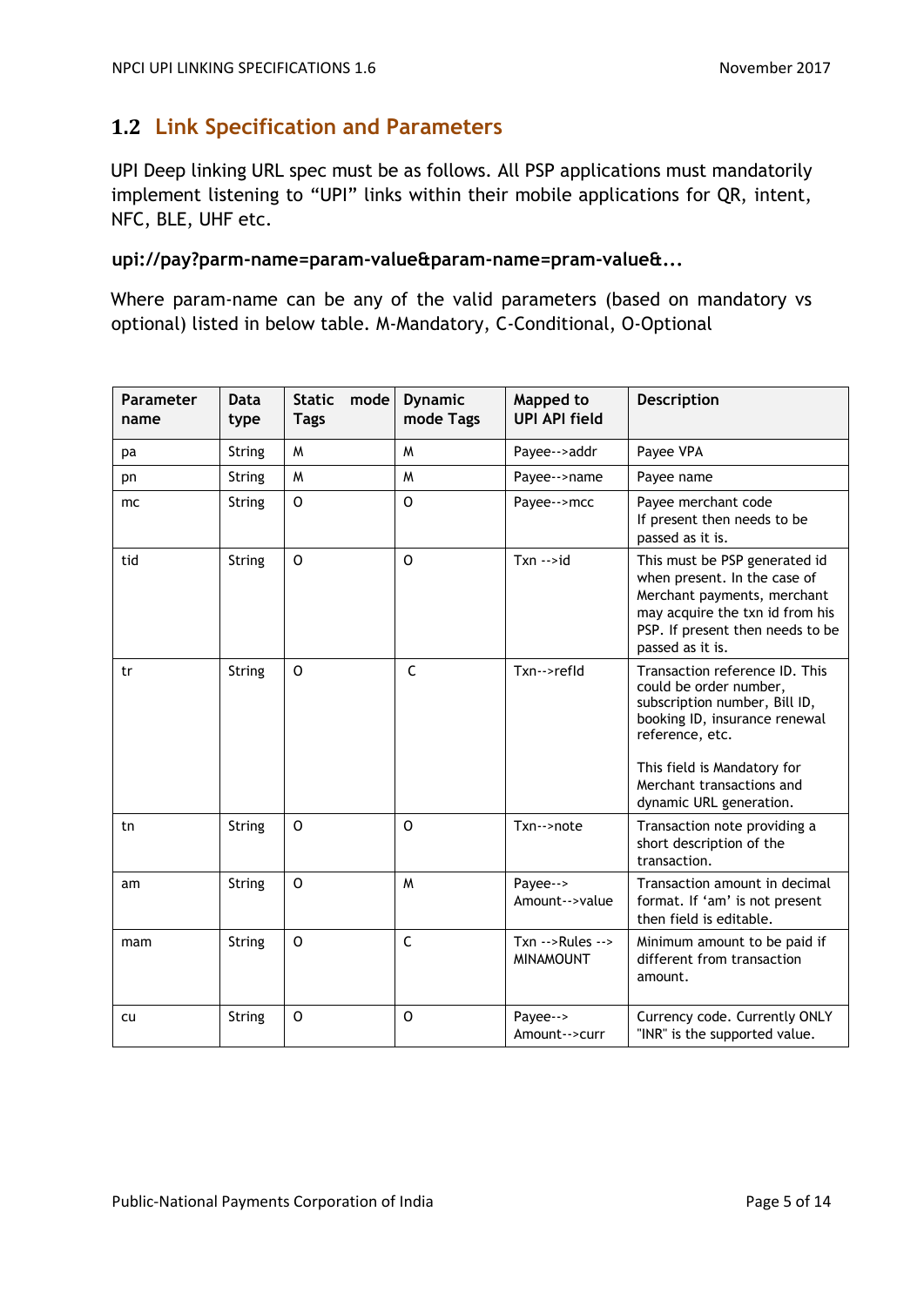## 1.2 Link Specification and Parameters

UPI Deep linking URL spec must be as follows. All PSP applications must mandatorily implement listening to "UPI" links within their mobile applications for QR, intent, NFC, BLE, UHF etc.

**upi://pay?parm-name=param-value&param-name=pram-value&...**

Where param-name can be any of the valid parameters (based on mandatory vs optional) listed in below table. M-Mandatory, C-Conditional, O-Optional

| Parameter name | Data type | Static mode Tags | Dynamic mode Tags | Mapped to UPI API field | Description |
|---|---|---|---|---|---|
| pa | String | M | M | Payee-->addr | Payee VPA |
| pn | String | M | M | Payee-->name | Payee name |
| mc | String | O | O | Payee-->mcc | Payee merchant code<br>If present then needs to be passed as it is. |
| tid | String | O | O | Txn -->id | This must be PSP generated id when present. In the case of Merchant payments, merchant may acquire the txn id from his PSP. If present then needs to be passed as it is. |
| tr | String | O | C | Txn-->refId | Transaction reference ID. This could be order number, subscription number, Bill ID, booking ID, insurance renewal reference, etc.<br><br>This field is Mandatory for Merchant transactions and dynamic URL generation. |
| tn | String | O | O | Txn-->note | Transaction note providing a short description of the transaction. |
| am | String | O | M | Payee--> Amount-->value | Transaction amount in decimal format. If 'am' is not present then field is editable. |
| mam | String | O | C | Txn -->Rules --> MINAMOUNT | Minimum amount to be paid if different from transaction amount. |
| cu | String | O | O | Payee--> Amount-->curr | Currency code. Currently ONLY "INR" is the supported value. |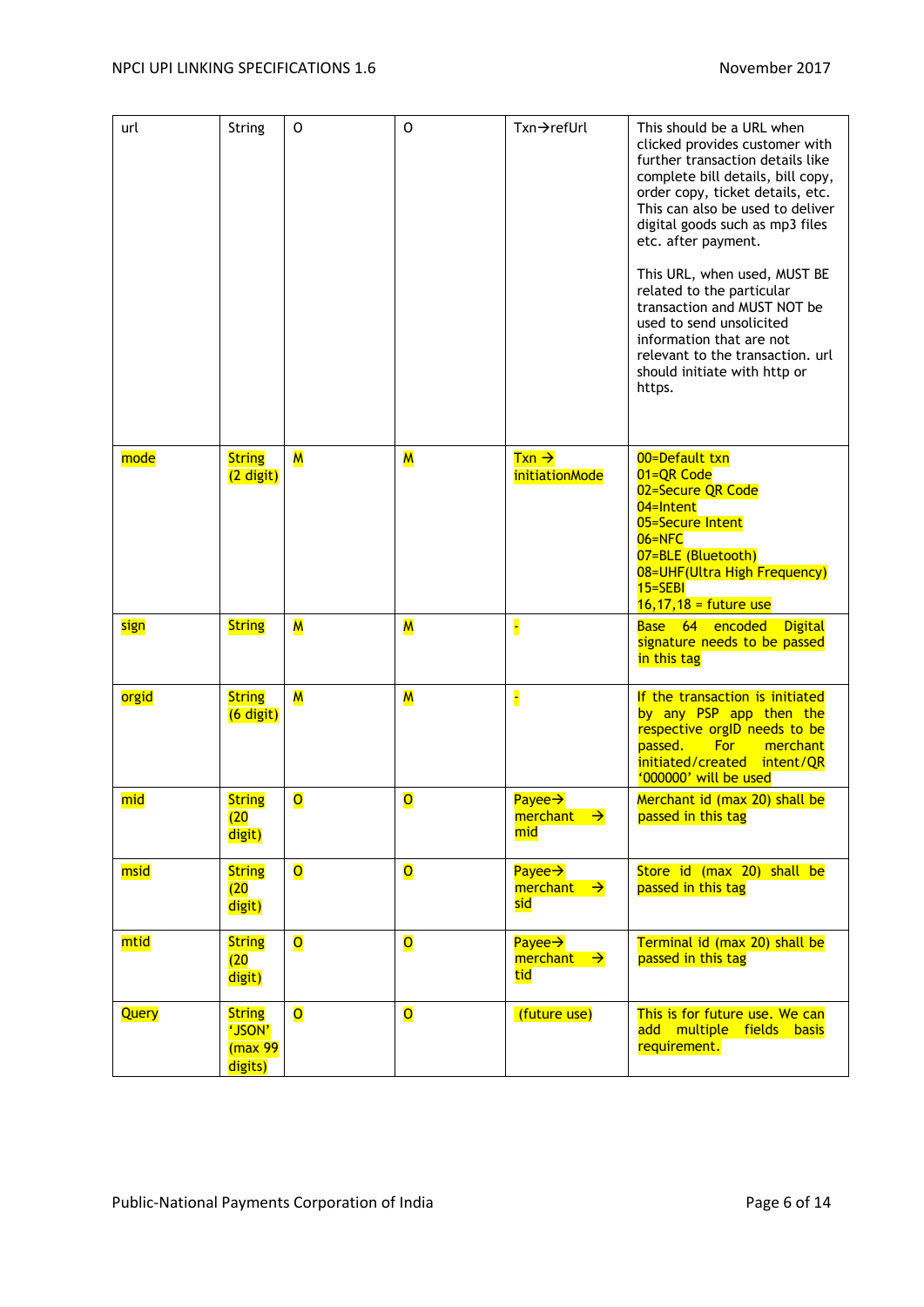| url | String | O | O | Txn→refUrl | This should be a URL when clicked provides customer with further transaction details like complete bill details, bill copy, order copy, ticket details, etc. This can also be used to deliver digital goods such as mp3 files etc. after payment.<br><br>This URL, when used, MUST BE related to the particular transaction and MUST NOT be used to send unsolicited information that are not relevant to the transaction. url should initiate with http or https. |
|---|---|---|---|---|---|
| mode | String (2 digit) | M | M | Txn → initiationMode | 00=Default txn<br>01=QR Code<br>02=Secure QR Code<br>04=Intent<br>05=Secure Intent<br>06=NFC<br>07=BLE (Bluetooth)<br>08=UHF(Ultra High Frequency)<br>15=SEBI<br>16,17,18 = future use |
| sign | String | M | M | - | Base 64 encoded Digital signature needs to be passed in this tag |
| orgid | String (6 digit) | M | M | - | If the transaction is initiated by any PSP app then the respective orgID needs to be passed. For merchant initiated/created intent/QR '000000' will be used |
| mid | String (20 digit) | O | O | Payee→ merchant → mid | Merchant id (max 20) shall be passed in this tag |
| msid | String (20 digit) | O | O | Payee→ merchant → sid | Store id (max 20) shall be passed in this tag |
| mtid | String (20 digit) | O | O | Payee→ merchant → tid | Terminal id (max 20) shall be passed in this tag |
| Query | String 'JSON' (max 99 digits) | O | O | (future use) | This is for future use. We can add multiple fields basis requirement. |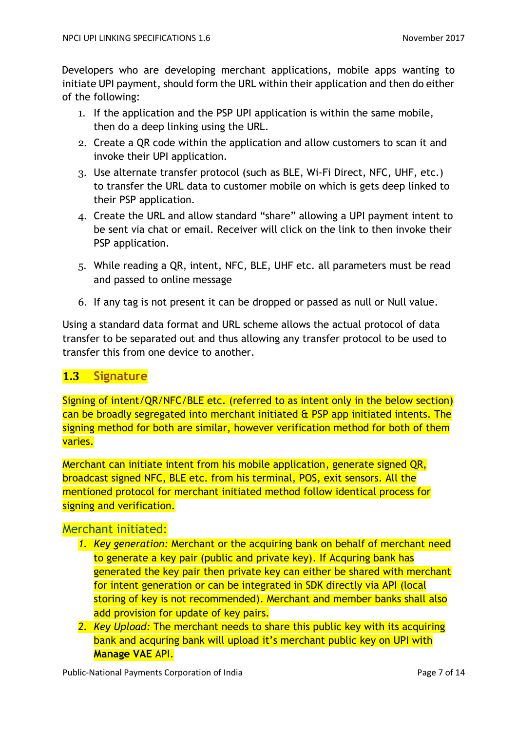Developers who are developing merchant applications, mobile apps wanting to initiate UPI payment, should form the URL within their application and then do either of the following:

1. If the application and the PSP UPI application is within the same mobile, then do a deep linking using the URL.
2. Create a QR code within the application and allow customers to scan it and invoke their UPI application.
3. Use alternate transfer protocol (such as BLE, Wi-Fi Direct, NFC, UHF, etc.) to transfer the URL data to customer mobile on which is gets deep linked to their PSP application.
4. Create the URL and allow standard "share" allowing a UPI payment intent to be sent via chat or email. Receiver will click on the link to then invoke their PSP application.
5. While reading a QR, intent, NFC, BLE, UHF etc. all parameters must be read and passed to online message
6. If any tag is not present it can be dropped or passed as null or Null value.

Using a standard data format and URL scheme allows the actual protocol of data transfer to be separated out and thus allowing any transfer protocol to be used to transfer this from one device to another.

## 1.3 Signature

Signing of intent/QR/NFC/BLE etc. (referred to as intent only in the below section) can be broadly segregated into merchant initiated & PSP app initiated intents. The signing method for both are similar, however verification method for both of them varies.

Merchant can initiate intent from his mobile application, generate signed QR, broadcast signed NFC, BLE etc. from his terminal, POS, exit sensors. All the mentioned protocol for merchant initiated method follow identical process for signing and verification.

### Merchant initiated:

1. *Key generation:* Merchant or the acquiring bank on behalf of merchant need to generate a key pair (public and private key). If Acquring bank has generated the key pair then private key can either be shared with merchant for intent generation or can be integrated in SDK directly via API (local storing of key is not recommended). Merchant and member banks shall also add provision for update of key pairs.
2. *Key Upload:* The merchant needs to share this public key with its acquiring bank and acqurring bank will upload it's merchant public key on UPI with **Manage VAE** API.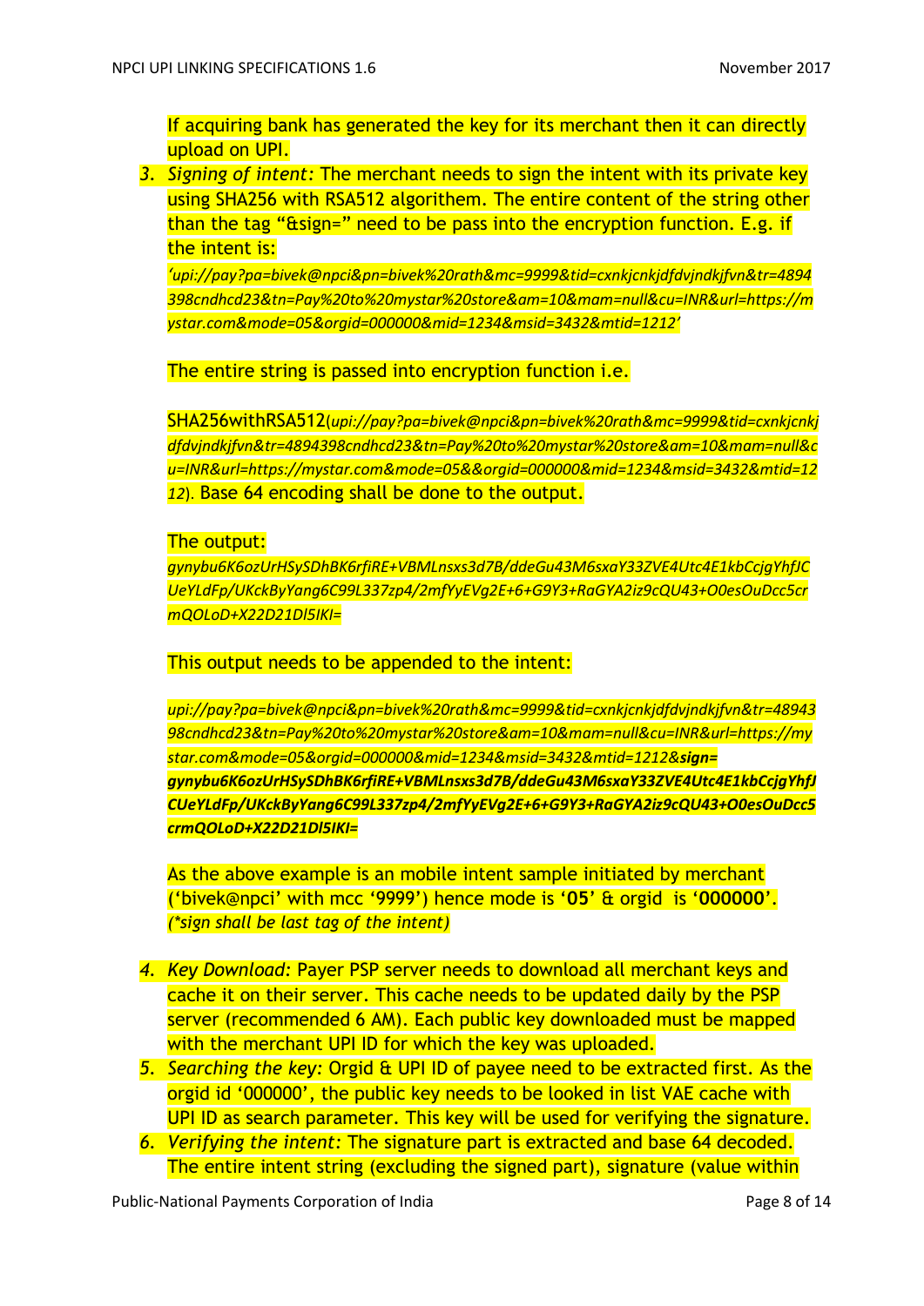If acquiring bank has generated the key for its merchant then it can directly upload on UPI.

3. *Signing of intent:* The merchant needs to sign the intent with its private key using SHA256 with RSA512 algorithem. The entire content of the string other than the tag "&sign=" need to be pass into the encryption function. E.g. if the intent is:

   *'upi://pay?pa=bivek@npci&pn=bivek%20rath&mc=9999&tid=cxnkjcnkjdfdvjndkjfvn&tr=4894398cndhcd23&tn=Pay%20to%20mystar%20store&am=10&mam=null&cu=INR&url=https://mystar.com&mode=05&orgid=000000&mid=1234&msid=3432&mtid=1212'*

   The entire string is passed into encryption function i.e.

   SHA256withRSA512(*upi://pay?pa=bivek@npci&pn=bivek%20rath&mc=9999&tid=cxnkjcnkjdfdvjndkjfvn&tr=4894398cndhcd23&tn=Pay%20to%20mystar%20store&am=10&mam=null&cu=INR&url=https://mystar.com&mode=05&&orgid=000000&mid=1234&msid=3432&mtid=1212*). Base 64 encoding shall be done to the output.

   The output:

   *gynybu6K6ozUrHSySDhBK6rfiRE+VBMLnsxs3d7B/ddeGu43M6sxaY33ZVE4Utc4E1kbCcjgYhfJCUeYLdFp/UKckByYang6C99L337zp4/2mfYyEVg2E+6+G9Y3+RaGYA2iz9cQU43+O0esOuDcc5crmQOLoD+X22D21Dl5IKI=*

   This output needs to be appended to the intent:

   *upi://pay?pa=bivek@npci&pn=bivek%20rath&mc=9999&tid=cxnkjcnkjdfdvjndkjfvn&tr=4894398cndhcd23&tn=Pay%20to%20mystar%20store&am=10&mam=null&cu=INR&url=https://mystar.com&mode=05&orgid=000000&mid=1234&msid=3432&mtid=1212**&sign=gynybu6K6ozUrHSySDhBK6rfiRE+VBMLnsxs3d7B/ddeGu43M6sxaY33ZVE4Utc4E1kbCcjgYhfJCUeYLdFp/UKckByYang6C99L337zp4/2mfYyEVg2E+6+G9Y3+RaGYA2iz9cQU43+O0esOuDcc5crmQOLoD+X22D21Dl5IKI=***

   As the above example is an mobile intent sample initiated by merchant ('bivek@npci' with mcc '9999') hence mode is '**05**' & orgid is '**000000**'. *(\*sign shall be last tag of the intent)*

4. *Key Download:* Payer PSP server needs to download all merchant keys and cache it on their server. This cache needs to be updated daily by the PSP server (recommended 6 AM). Each public key downloaded must be mapped with the merchant UPI ID for which the key was uploaded.
5. *Searching the key:* Orgid & UPI ID of payee need to be extracted first. As the orgid id '000000', the public key needs to be looked in list VAE cache with UPI ID as search parameter. This key will be used for verifying the signature.
6. *Verifying the intent:* The signature part is extracted and base 64 decoded. The entire intent string (excluding the signed part), signature (value within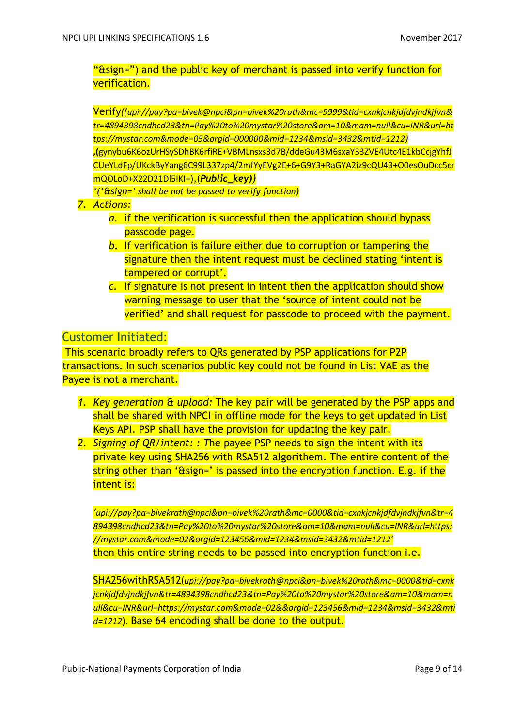"&sign=") and the public key of merchant is passed into verify function for verification.

Verify*((upi://pay?pa=bivek@npci&pn=bivek%20rath&mc=9999&tid=cxnkjcnkjdfdvjndkjfvn&tr=4894398cndhcd23&tn=Pay%20to%20mystar%20store&am=10&mam=null&cu=INR&url=https://mystar.com&mode=05&orgid=000000&mid=1234&msid=3432&mtid=1212)* **,(**gynybu6K6ozUrHSySDhBK6rfiRE+VBMLnsxs3d7B/ddeGu43M6sxaY33ZVE4Utc4E1kbCcjgYhfJCUeYLdFp/UKckByYang6C99L337zp4/2mfYyEVg2E+6+G9Y3+RaGYA2iz9cQU43+O0esOuDcc5crmQOLoD+X22D21Dl5IKI=),(***Public_key))***
*('&sign=' shall be not be passed to verify function)*

7. *Actions:*
   a. if the verification is successful then the application should bypass passcode page.
   b. If verification is failure either due to corruption or tampering the signature then the intent request must be declined stating 'intent is tampered or corrupt'.
   c. If signature is not present in intent then the application should show warning message to user that the 'source of intent could not be verified' and shall request for passcode to proceed with the payment.

## Customer Initiated:

This scenario broadly refers to QRs generated by PSP applications for P2P transactions. In such scenarios public key could not be found in List VAE as the Payee is not a merchant.

1. *Key generation & upload:* The key pair will be generated by the PSP apps and shall be shared with NPCI in offline mode for the keys to get updated in List Keys API. PSP shall have the provision for updating the key pair.
2. *Signing of QR/intent: : T*he payee PSP needs to sign the intent with its private key using SHA256 with RSA512 algorithem. The entire content of the string other than '&sign=' is passed into the encryption function. E.g. if the intent is:

   *'upi://pay?pa=bivekrath@npci&pn=bivek%20rath&mc=0000&tid=cxnkjcnkjdfdvjndkjfvn&tr=4894398cndhcd23&tn=Pay%20to%20mystar%20store&am=10&mam=null&cu=INR&url=https://mystar.com&mode=02&orgid=123456&mid=1234&msid=3432&mtid=1212'*
   then this entire string needs to be passed into encryption function i.e.

   SHA256withRSA512(*upi://pay?pa=bivekrath@npci&pn=bivek%20rath&mc=0000&tid=cxnkjcnkjdfdvjndkjfvn&tr=4894398cndhcd23&tn=Pay%20to%20mystar%20store&am=10&mam=null&cu=INR&url=https://mystar.com&mode=02&&orgid=123456&mid=1234&msid=3432&mtid=1212*). Base 64 encoding shall be done to the output.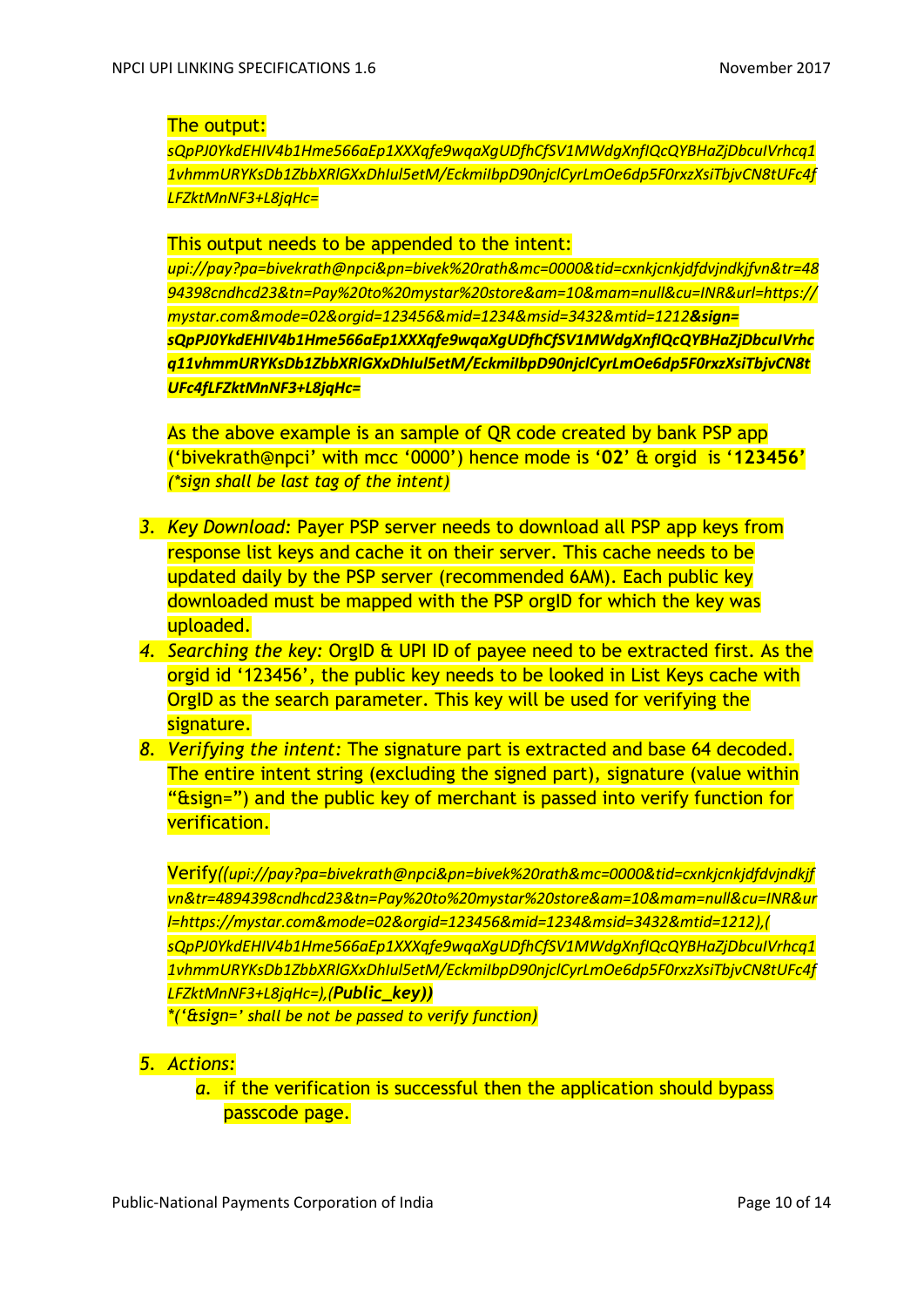The output:

*sQpPJ0YkdEHIV4b1Hme566aEp1XXXqfe9wqaXgUDfhCfSV1MWdgXnfIQcQYBHaZjDbcuIVrhcq11vhmmURYKsDb1ZbbXRlGXxDhIul5etM/EckmiIbpD90njclCyrLmOe6dp5F0rxzXsiTbjvCN8tUFc4fLFZktMnNF3+L8jqHc=*

This output needs to be appended to the intent:

*upi://pay?pa=bivekrath@npci&pn=bivek%20rath&mc=0000&tid=cxnkjcnkjdfdvjndkjfvn&tr=4894398cndhcd23&tn=Pay%20to%20mystar%20store&am=10&mam=null&cu=INR&url=https://mystar.com&mode=02&orgid=123456&mid=1234&msid=3432&mtid=1212**&sign=sQpPJ0YkdEHIV4b1Hme566aEp1XXXqfe9wqaXgUDfhCfSV1MWdgXnfIQcQYBHaZjDbcuIVrhcq11vhmmURYKsDb1ZbbXRlGXxDhIul5etM/EckmiIbpD90njclCyrLmOe6dp5F0rxzXsiTbjvCN8tUFc4fLFZktMnNF3+L8jqHc=***

As the above example is an sample of QR code created by bank PSP app ('bivekrath@npci' with mcc '0000') hence mode is '**02**' & orgid is '**123456**' *(\*sign shall be last tag of the intent)*

3. *Key Download:* Payer PSP server needs to download all PSP app keys from response list keys and cache it on their server. This cache needs to be updated daily by the PSP server (recommended 6AM). Each public key downloaded must be mapped with the PSP orgID for which the key was uploaded.
4. *Searching the key:* OrgID & UPI ID of payee need to be extracted first. As the orgid id '123456', the public key needs to be looked in List Keys cache with OrgID as the search parameter. This key will be used for verifying the signature.
8. *Verifying the intent:* The signature part is extracted and base 64 decoded. The entire intent string (excluding the signed part), signature (value within "&sign=") and the public key of merchant is passed into verify function for verification.

   Verify*((upi://pay?pa=bivekrath@npci&pn=bivek%20rath&mc=0000&tid=cxnkjcnkjdfdvjndkjfvn&tr=4894398cndhcd23&tn=Pay%20to%20mystar%20store&am=10&mam=null&cu=INR&url=https://mystar.com&mode=02&orgid=123456&mid=1234&msid=3432&mtid=1212),(sQpPJ0YkdEHIV4b1Hme566aEp1XXXqfe9wqaXgUDfhCfSV1MWdgXnfIQcQYBHaZjDbcuIVrhcq11vhmmURYKsDb1ZbbXRlGXxDhIul5etM/EckmiIbpD90njclCyrLmOe6dp5F0rxzXsiTbjvCN8tUFc4fLFZktMnNF3+L8jqHc=),(**Public_key**))*

   *\*('&sign=' shall be not be passed to verify function)*

5. *Actions:*
   a. if the verification is successful then the application should bypass passcode page.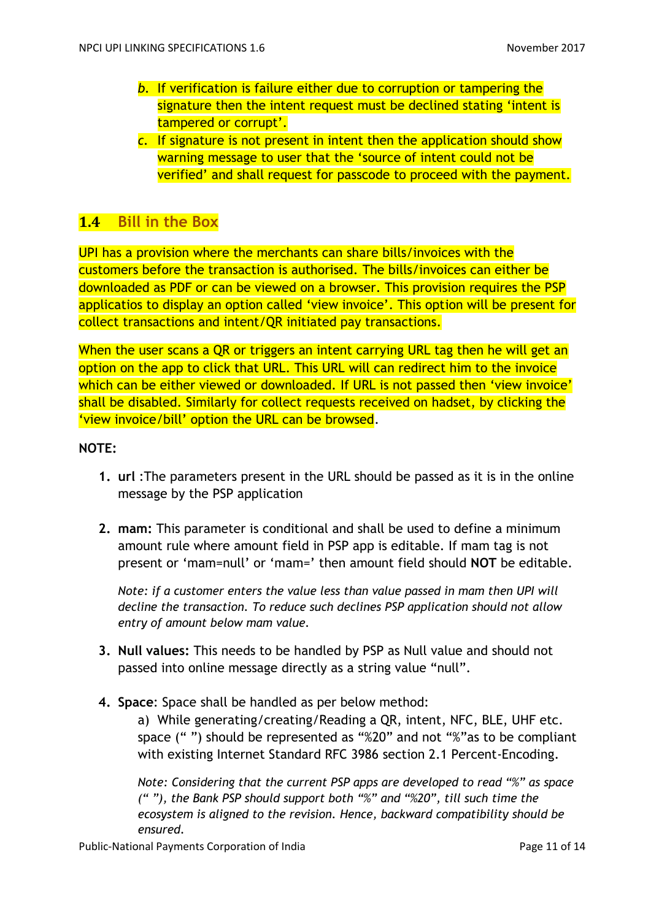b. If verification is failure either due to corruption or tampering the signature then the intent request must be declined stating 'intent is tampered or corrupt'.
c. If signature is not present in intent then the application should show warning message to user that the 'source of intent could not be verified' and shall request for passcode to proceed with the payment.

## 1.4 Bill in the Box

UPI has a provision where the merchants can share bills/invoices with the customers before the transaction is authorised. The bills/invoices can either be downloaded as PDF or can be viewed on a browser. This provision requires the PSP applicatios to display an option called 'view invoice'. This option will be present for collect transactions and intent/QR initiated pay transactions.

When the user scans a QR or triggers an intent carrying URL tag then he will get an option on the app to click that URL. This URL will can redirect him to the invoice which can be either viewed or downloaded. If URL is not passed then 'view invoice' shall be disabled. Similarly for collect requests received on hadset, by clicking the 'view invoice/bill' option the URL can be browsed.

**NOTE:**

1. **url** :The parameters present in the URL should be passed as it is in the online message by the PSP application

2. **mam:** This parameter is conditional and shall be used to define a minimum amount rule where amount field in PSP app is editable. If mam tag is not present or 'mam=null' or 'mam=' then amount field should **NOT** be editable.

   *Note: if a customer enters the value less than value passed in mam then UPI will decline the transaction. To reduce such declines PSP application should not allow entry of amount below mam value.*

3. **Null values:** This needs to be handled by PSP as Null value and should not passed into online message directly as a string value "null".

4. **Space**: Space shall be handled as per below method:

   a) While generating/creating/Reading a QR, intent, NFC, BLE, UHF etc. space (" ") should be represented as "%20" and not "%"as to be compliant with existing Internet Standard RFC 3986 section 2.1 Percent-Encoding.

   *Note: Considering that the current PSP apps are developed to read "%" as space (" "), the Bank PSP should support both "%" and "%20", till such time the ecosystem is aligned to the revision. Hence, backward compatibility should be ensured.*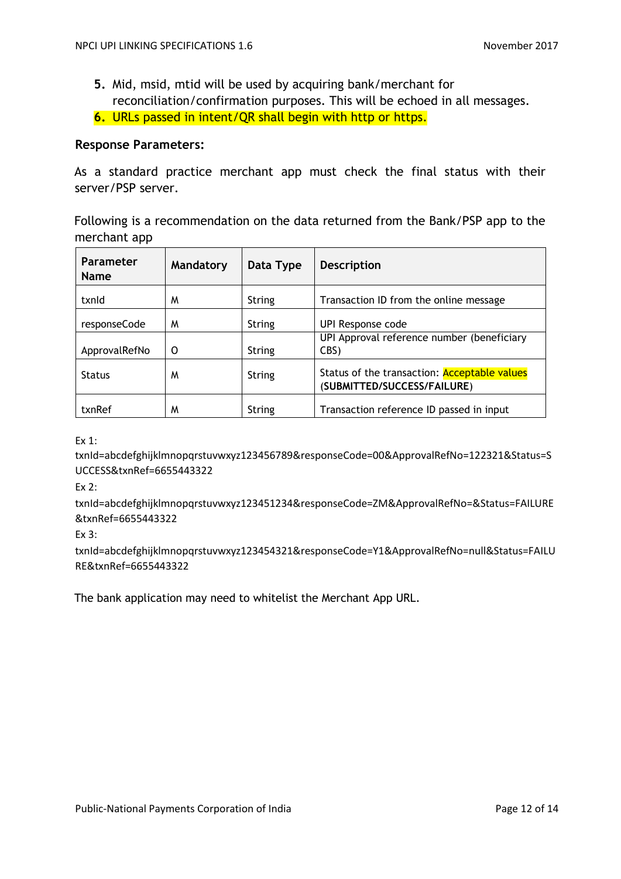5. Mid, msid, mtid will be used by acquiring bank/merchant for reconciliation/confirmation purposes. This will be echoed in all messages.
6. URLs passed in intent/QR shall begin with http or https.

**Response Parameters:**

As a standard practice merchant app must check the final status with their server/PSP server.

Following is a recommendation on the data returned from the Bank/PSP app to the merchant app

| Parameter Name | Mandatory | Data Type | Description |
| --- | --- | --- | --- |
| txnId | M | String | Transaction ID from the online message |
| responseCode | M | String | UPI Response code |
| ApprovalRefNo | O | String | UPI Approval reference number (beneficiary CBS) |
| Status | M | String | Status of the transaction: Acceptable values (**SUBMITTED/SUCCESS/FAILURE**) |
| txnRef | M | String | Transaction reference ID passed in input |

Ex 1:

txnId=abcdefghijklmnopqrstuvwxyz123456789&responseCode=00&ApprovalRefNo=122321&Status=SUCCESS&txnRef=6655443322

Ex 2:

txnId=abcdefghijklmnopqrstuvwxyz123451234&responseCode=ZM&ApprovalRefNo=&Status=FAILURE&txnRef=6655443322

Ex 3:

txnId=abcdefghijklmnopqrstuvwxyz123454321&responseCode=Y1&ApprovalRefNo=null&Status=FAILURE&txnRef=6655443322

The bank application may need to whitelist the Merchant App URL.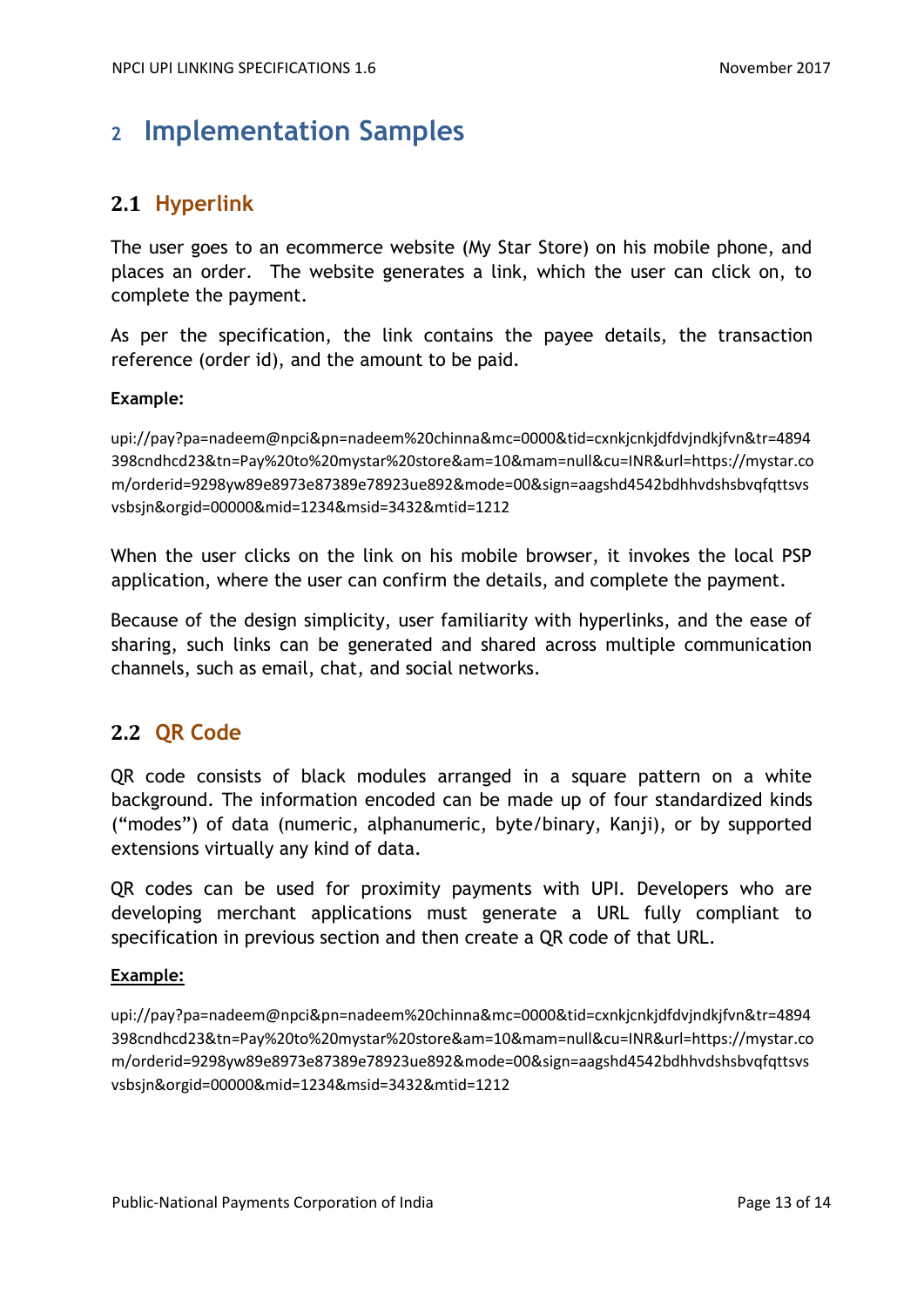# 2 Implementation Samples

## 2.1 Hyperlink

The user goes to an ecommerce website (My Star Store) on his mobile phone, and places an order. The website generates a link, which the user can click on, to complete the payment.

As per the specification, the link contains the payee details, the transaction reference (order id), and the amount to be paid.

**Example:**

upi://pay?pa=nadeem@npci&pn=nadeem%20chinna&mc=0000&tid=cxnkjcnkjdfdvjndkjfvn&tr=4894398cndhcd23&tn=Pay%20to%20mystar%20store&am=10&mam=null&cu=INR&url=https://mystar.com/orderid=9298yw89e8973e87389e78923ue892&mode=00&sign=aagshd4542bdhhvdshsbvqfqttsvsvsbsjn&orgid=00000&mid=1234&msid=3432&mtid=1212

When the user clicks on the link on his mobile browser, it invokes the local PSP application, where the user can confirm the details, and complete the payment.

Because of the design simplicity, user familiarity with hyperlinks, and the ease of sharing, such links can be generated and shared across multiple communication channels, such as email, chat, and social networks.

## 2.2 QR Code

QR code consists of black modules arranged in a square pattern on a white background. The information encoded can be made up of four standardized kinds ("modes") of data (numeric, alphanumeric, byte/binary, Kanji), or by supported extensions virtually any kind of data.

QR codes can be used for proximity payments with UPI. Developers who are developing merchant applications must generate a URL fully compliant to specification in previous section and then create a QR code of that URL.

**Example:**

upi://pay?pa=nadeem@npci&pn=nadeem%20chinna&mc=0000&tid=cxnkjcnkjdfdvjndkjfvn&tr=4894398cndhcd23&tn=Pay%20to%20mystar%20store&am=10&mam=null&cu=INR&url=https://mystar.com/orderid=9298yw89e8973e87389e78923ue892&mode=00&sign=aagshd4542bdhhvdshsbvqfqttsvsvsbsjn&orgid=00000&mid=1234&msid=3432&mtid=1212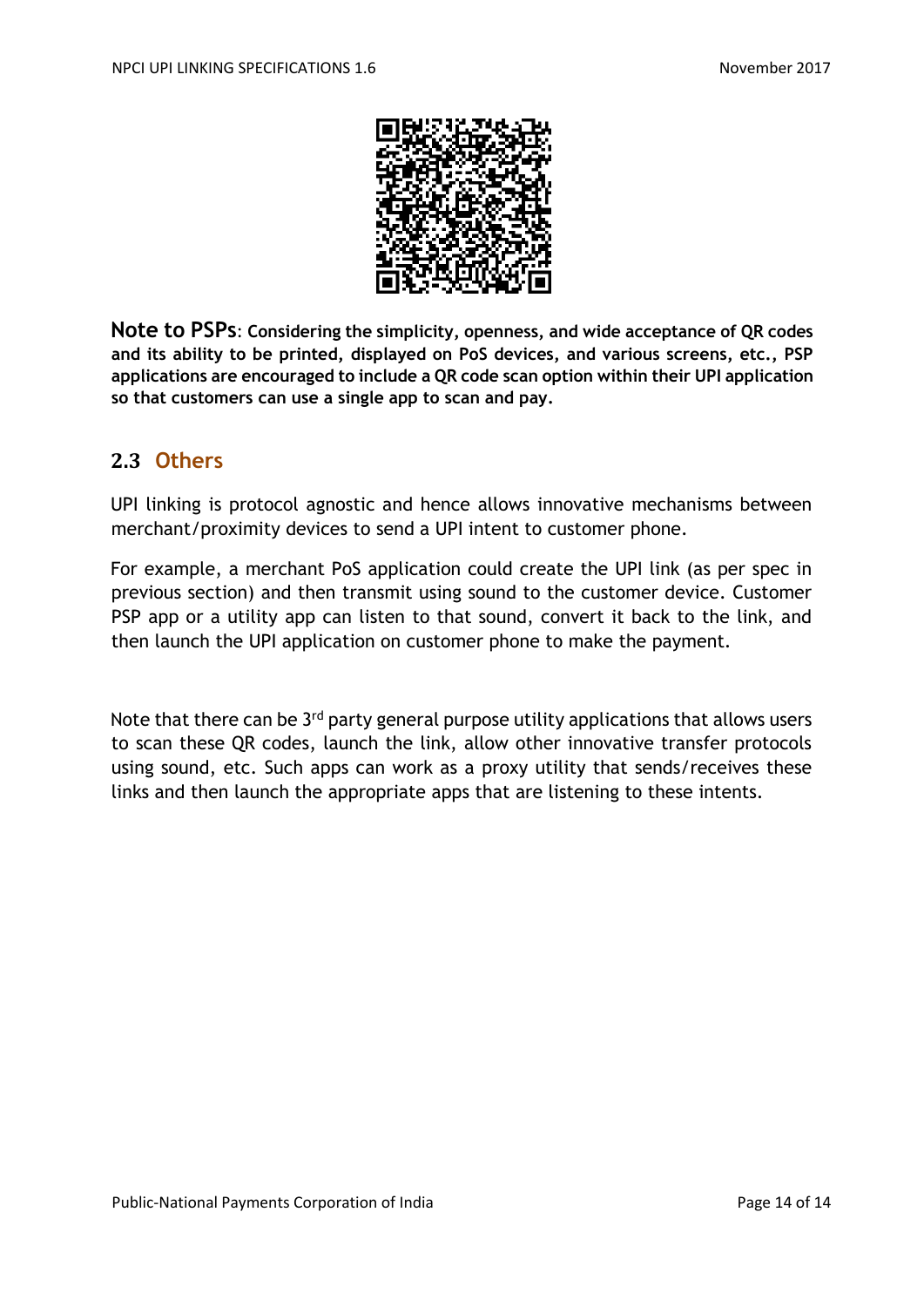**Note to PSPs**: **Considering the simplicity, openness, and wide acceptance of QR codes and its ability to be printed, displayed on PoS devices, and various screens, etc., PSP applications are encouraged to include a QR code scan option within their UPI application so that customers can use a single app to scan and pay.**

## 2.3 Others

UPI linking is protocol agnostic and hence allows innovative mechanisms between merchant/proximity devices to send a UPI intent to customer phone.

For example, a merchant PoS application could create the UPI link (as per spec in previous section) and then transmit using sound to the customer device. Customer PSP app or a utility app can listen to that sound, convert it back to the link, and then launch the UPI application on customer phone to make the payment.

Note that there can be 3rd party general purpose utility applications that allows users to scan these QR codes, launch the link, allow other innovative transfer protocols using sound, etc. Such apps can work as a proxy utility that sends/receives these links and then launch the appropriate apps that are listening to these intents.